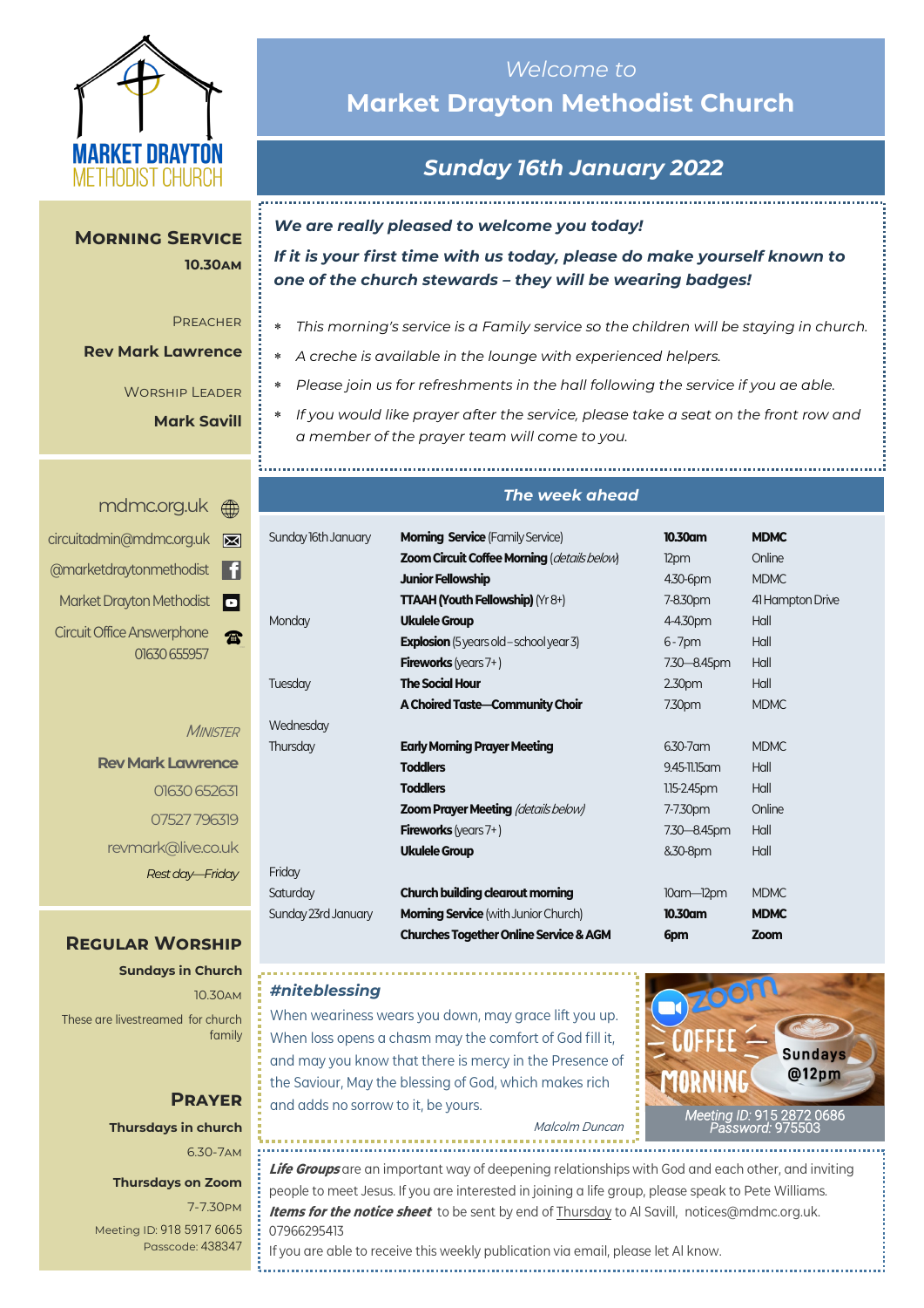MARKET DRAYTON METHODIST CHURCH

# *Welcome to* Market Drayton Methodist Church

## *Sunday 16th January 2022*

**MORNING SERVICE**
**10.30AM**

PREACHER
**Rev Mark Lawrence**

WORSHIP LEADER
**Mark Savill**

mdmc.org.uk
circuitadmin@mdmc.org.uk
@marketdraytonmethodist
Market Drayton Methodist
Circuit Office Answerphone 01630 655957

*MINISTER*
**Rev Mark Lawrence**
01630 652631
07527 796319
revmark@live.co.uk
*Rest day—Friday*

**REGULAR WORSHIP**

**Sundays in Church**
10.30AM
These are livestreamed for church family

**PRAYER**

**Thursdays in church**
6.30-7AM

**Thursdays on Zoom**
7-7.30PM
Meeting ID: 918 5917 6065
Passcode: 438347

***We are really pleased to welcome you today!***

***If it is your first time with us today, please do make yourself known to one of the church stewards – they will be wearing badges!***

- *This morning's service is a Family service so the children will be staying in church.*
- *A creche is available in the lounge with experienced helpers.*
- *Please join us for refreshments in the hall following the service if you ae able.*
- *If you would like prayer after the service, please take a seat on the front row and a member of the prayer team will come to you.*

### *The week ahead*

| | | | |
|---|---|---|---|
| Sunday 16th January | **Morning Service** (Family Service) | **10.30am** | **MDMC** |
| | **Zoom Circuit Coffee Morning** (*details below*) | 12pm | Online |
| | **Junior Fellowship** | 4.30-6pm | MDMC |
| | **TTAAH (Youth Fellowship)** (Yr 8+) | 7-8.30pm | 41 Hampton Drive |
| Monday | **Ukulele Group** | 4-4.30pm | Hall |
| | **Explosion** (5 years old – school year 3) | 6 - 7pm | Hall |
| | **Fireworks** (years 7+ ) | 7.30—8.45pm | Hall |
| Tuesday | **The Social Hour** | 2.30pm | Hall |
| | **A Choired Taste—Community Choir** | 7.30pm | MDMC |
| Wednesday | | | |
| Thursday | **Early Morning Prayer Meeting** | 6.30-7am | MDMC |
| | **Toddlers** | 9.45-11.15am | Hall |
| | **Toddlers** | 1.15-2.45pm | Hall |
| | **Zoom Prayer Meeting** (*details below*) | 7-7.30pm | Online |
| | **Fireworks** (years 7+ ) | 7.30—8.45pm | Hall |
| | **Ukulele Group** | 8.30-8pm | Hall |
| Friday | | | |
| Saturday | **Church building clearout morning** | 10am—12pm | MDMC |
| Sunday 23rd January | **Morning Service** (with Junior Church) | **10.30am** | **MDMC** |
| | **Churches Together Online Service & AGM** | **6pm** | **Zoom** |

***#niteblessing***

When weariness wears you down, may grace lift you up. When loss opens a chasm may the comfort of God fill it, and may you know that there is mercy in the Presence of the Saviour, May the blessing of God, which makes rich and adds no sorrow to it, be yours.

*Malcolm Duncan*

**ZOOM COFFEE MORNING — Sundays @12pm**
*Meeting ID:* 915 2872 0686
*Password:* 975503

***Life Groups*** are an important way of deepening relationships with God and each other, and inviting people to meet Jesus. If you are interested in joining a life group, please speak to Pete Williams.

***Items for the notice sheet*** to be sent by end of Thursday to Al Savill, notices@mdmc.org.uk. 07966295413

If you are able to receive this weekly publication via email, please let Al know.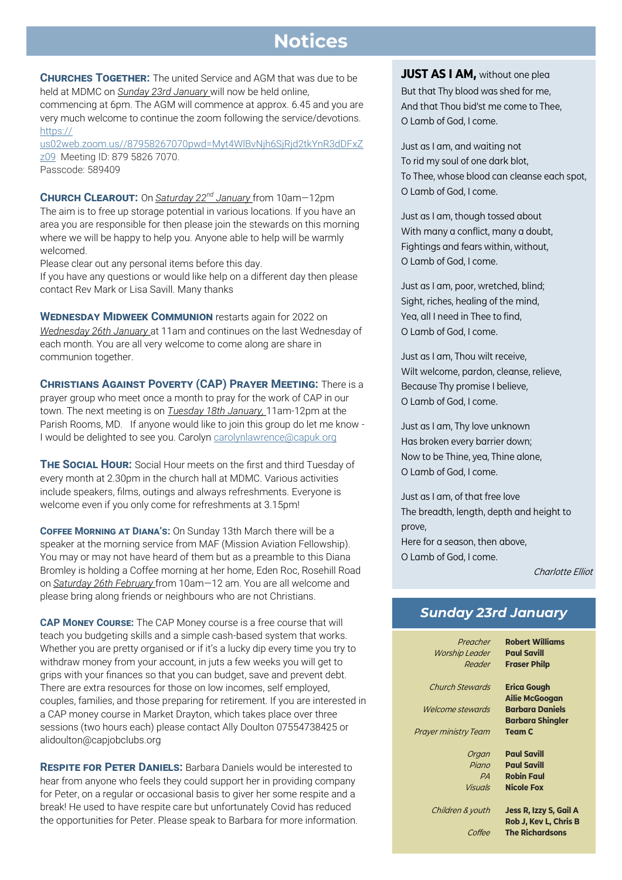# Notices

**CHURCHES TOGETHER:** The united Service and AGM that was due to be held at MDMC on *Sunday 23rd January* will now be held online, commencing at 6pm. The AGM will commence at approx. 6.45 and you are very much welcome to continue the zoom following the service/devotions. https://us02web.zoom.us//87958267070pwd=Myt4WlBvNjh6SjRjd2tkYnR3dDFxZz09 Meeting ID: 879 5826 7070. Passcode: 589409

**CHURCH CLEAROUT:** On *Saturday 22nd January* from 10am—12pm The aim is to free up storage potential in various locations. If you have an area you are responsible for then please join the stewards on this morning where we will be happy to help you. Anyone able to help will be warmly welcomed.
Please clear out any personal items before this day.
If you have any questions or would like help on a different day then please contact Rev Mark or Lisa Savill. Many thanks

**WEDNESDAY MIDWEEK COMMUNION** restarts again for 2022 on *Wednesday 26th January* at 11am and continues on the last Wednesday of each month. You are all very welcome to come along are share in communion together.

**CHRISTIANS AGAINST POVERTY (CAP) PRAYER MEETING:** There is a prayer group who meet once a month to pray for the work of CAP in our town. The next meeting is on *Tuesday 18th January*, 11am-12pm at the Parish Rooms, MD. If anyone would like to join this group do let me know - I would be delighted to see you. Carolyn carolynlawrence@capuk.org

**THE SOCIAL HOUR:** Social Hour meets on the first and third Tuesday of every month at 2.30pm in the church hall at MDMC. Various activities include speakers, films, outings and always refreshments. Everyone is welcome even if you only come for refreshments at 3.15pm!

**COFFEE MORNING AT DIANA'S:** On Sunday 13th March there will be a speaker at the morning service from MAF (Mission Aviation Fellowship). You may or may not have heard of them but as a preamble to this Diana Bromley is holding a Coffee morning at her home, Eden Roc, Rosehill Road on *Saturday 26th February* from 10am—12 am. You are all welcome and please bring along friends or neighbours who are not Christians.

**CAP MONEY COURSE:** The CAP Money course is a free course that will teach you budgeting skills and a simple cash-based system that works. Whether you are pretty organised or if it's a lucky dip every time you try to withdraw money from your account, in juts a few weeks you will get to grips with your finances so that you can budget, save and prevent debt. There are extra resources for those on low incomes, self employed, couples, families, and those preparing for retirement. If you are interested in a CAP money course in Market Drayton, which takes place over three sessions (two hours each) please contact Ally Doulton 07554738425 or alidoulton@capjobclubs.org

**RESPITE FOR PETER DANIELS:** Barbara Daniels would be interested to hear from anyone who feels they could support her in providing company for Peter, on a regular or occasional basis to giver her some respite and a break! He used to have respite care but unfortunately Covid has reduced the opportunities for Peter. Please speak to Barbara for more information.

**JUST AS I AM,** without one plea
But that Thy blood was shed for me,
And that Thou bid'st me come to Thee,
O Lamb of God, I come.

Just as I am, and waiting not
To rid my soul of one dark blot,
To Thee, whose blood can cleanse each spot,
O Lamb of God, I come.

Just as I am, though tossed about
With many a conflict, many a doubt,
Fightings and fears within, without,
O Lamb of God, I come.

Just as I am, poor, wretched, blind;
Sight, riches, healing of the mind,
Yea, all I need in Thee to find,
O Lamb of God, I come.

Just as I am, Thou wilt receive,
Wilt welcome, pardon, cleanse, relieve,
Because Thy promise I believe,
O Lamb of God, I come.

Just as I am, Thy love unknown
Has broken every barrier down;
Now to be Thine, yea, Thine alone,
O Lamb of God, I come.

Just as I am, of that free love
The breadth, length, depth and height to prove,
Here for a season, then above,
O Lamb of God, I come.

*Charlotte Elliot*

## Sunday 23rd January

| | |
|---|---|
| *Preacher* | **Robert Williams** |
| *Worship Leader* | **Paul Savill** |
| *Reader* | **Fraser Philp** |
| *Church Stewards* | **Erica Gough**<br>**Ailie McGoogan** |
| *Welcome stewards* | **Barbara Daniels**<br>**Barbara Shingler** |
| *Prayer ministry Team* | **Team C** |
| *Organ* | **Paul Savill** |
| *Piano* | **Paul Savill** |
| *PA* | **Robin Faul** |
| *Visuals* | **Nicole Fox** |
| *Children & youth* | **Jess R, Izzy S, Gail A**<br>**Rob J, Kev L, Chris B** |
| *Coffee* | **The Richardsons** |